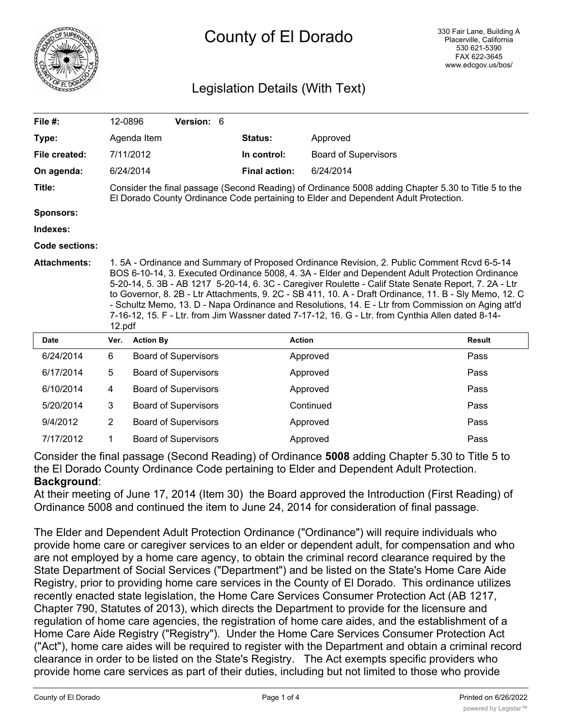# County of El Dorado

330 Fair Lane, Building A
Placerville, California
530 621-5390
FAX 622-3645
www.edcgov.us/bos/

## Legislation Details (With Text)

| | | | | |
|---|---|---|---|---|
| **File #:** | 12-0896 | **Version:** 6 | | |
| **Type:** | Agenda Item | | **Status:** | Approved |
| **File created:** | 7/11/2012 | | **In control:** | Board of Supervisors |
| **On agenda:** | 6/24/2014 | | **Final action:** | 6/24/2014 |

**Title:** Consider the final passage (Second Reading) of Ordinance 5008 adding Chapter 5.30 to Title 5 to the El Dorado County Ordinance Code pertaining to Elder and Dependent Adult Protection.

**Sponsors:**

**Indexes:**

**Code sections:**

**Attachments:** 1. 5A - Ordinance and Summary of Proposed Ordinance Revision, 2. Public Comment Rcvd 6-5-14 BOS 6-10-14, 3. Executed Ordinance 5008, 4. 3A - Elder and Dependent Adult Protection Ordinance 5-20-14, 5. 3B - AB 1217 5-20-14, 6. 3C - Caregiver Roulette - Calif State Senate Report, 7. 2A - Ltr to Governor, 8. 2B - Ltr Attachments, 9. 2C - SB 411, 10. A - Draft Ordinance, 11. B - Sly Memo, 12. C - Schultz Memo, 13. D - Napa Ordinance and Resolutions, 14. E - Ltr from Commission on Aging att'd 7-16-12, 15. F - Ltr. from Jim Wassner dated 7-17-12, 16. G - Ltr. from Cynthia Allen dated 8-14-12.pdf

| Date | Ver. | Action By | Action | Result |
|---|---|---|---|---|
| 6/24/2014 | 6 | Board of Supervisors | Approved | Pass |
| 6/17/2014 | 5 | Board of Supervisors | Approved | Pass |
| 6/10/2014 | 4 | Board of Supervisors | Approved | Pass |
| 5/20/2014 | 3 | Board of Supervisors | Continued | Pass |
| 9/4/2012 | 2 | Board of Supervisors | Approved | Pass |
| 7/17/2012 | 1 | Board of Supervisors | Approved | Pass |

Consider the final passage (Second Reading) of Ordinance **5008** adding Chapter 5.30 to Title 5 to the El Dorado County Ordinance Code pertaining to Elder and Dependent Adult Protection.

**Background**:

At their meeting of June 17, 2014 (Item 30) the Board approved the Introduction (First Reading) of Ordinance 5008 and continued the item to June 24, 2014 for consideration of final passage.

The Elder and Dependent Adult Protection Ordinance ("Ordinance") will require individuals who provide home care or caregiver services to an elder or dependent adult, for compensation and who are not employed by a home care agency, to obtain the criminal record clearance required by the State Department of Social Services ("Department") and be listed on the State's Home Care Aide Registry, prior to providing home care services in the County of El Dorado. This ordinance utilizes recently enacted state legislation, the Home Care Services Consumer Protection Act (AB 1217, Chapter 790, Statutes of 2013), which directs the Department to provide for the licensure and regulation of home care agencies, the registration of home care aides, and the establishment of a Home Care Aide Registry ("Registry"). Under the Home Care Services Consumer Protection Act ("Act"), home care aides will be required to register with the Department and obtain a criminal record clearance in order to be listed on the State's Registry. The Act exempts specific providers who provide home care services as part of their duties, including but not limited to those who provide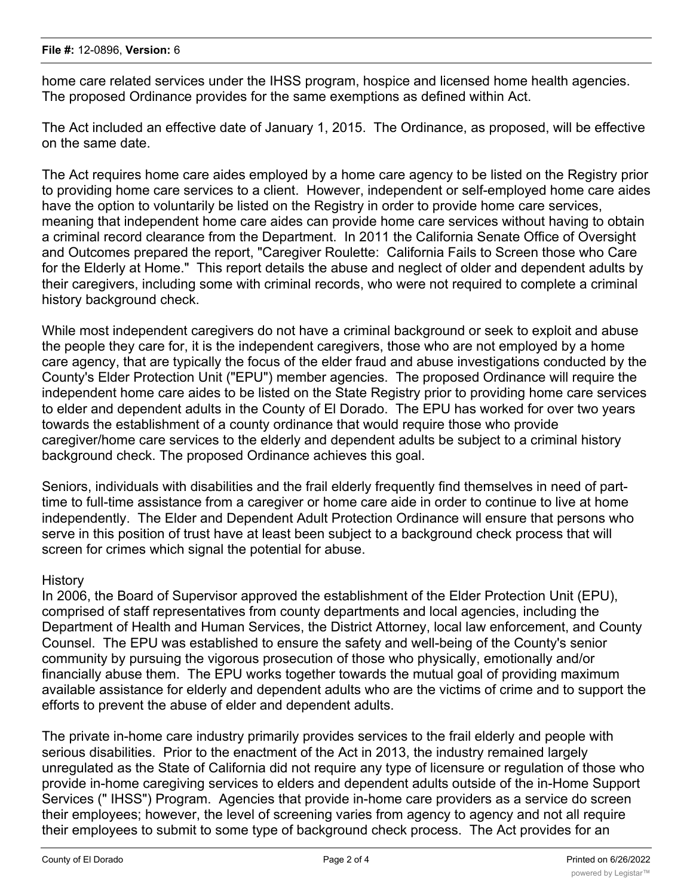home care related services under the IHSS program, hospice and licensed home health agencies. The proposed Ordinance provides for the same exemptions as defined within Act.

The Act included an effective date of January 1, 2015. The Ordinance, as proposed, will be effective on the same date.

The Act requires home care aides employed by a home care agency to be listed on the Registry prior to providing home care services to a client. However, independent or self-employed home care aides have the option to voluntarily be listed on the Registry in order to provide home care services, meaning that independent home care aides can provide home care services without having to obtain a criminal record clearance from the Department. In 2011 the California Senate Office of Oversight and Outcomes prepared the report, "Caregiver Roulette: California Fails to Screen those who Care for the Elderly at Home." This report details the abuse and neglect of older and dependent adults by their caregivers, including some with criminal records, who were not required to complete a criminal history background check.

While most independent caregivers do not have a criminal background or seek to exploit and abuse the people they care for, it is the independent caregivers, those who are not employed by a home care agency, that are typically the focus of the elder fraud and abuse investigations conducted by the County's Elder Protection Unit ("EPU") member agencies. The proposed Ordinance will require the independent home care aides to be listed on the State Registry prior to providing home care services to elder and dependent adults in the County of El Dorado. The EPU has worked for over two years towards the establishment of a county ordinance that would require those who provide caregiver/home care services to the elderly and dependent adults be subject to a criminal history background check. The proposed Ordinance achieves this goal.

Seniors, individuals with disabilities and the frail elderly frequently find themselves in need of part-time to full-time assistance from a caregiver or home care aide in order to continue to live at home independently. The Elder and Dependent Adult Protection Ordinance will ensure that persons who serve in this position of trust have at least been subject to a background check process that will screen for crimes which signal the potential for abuse.

History

In 2006, the Board of Supervisor approved the establishment of the Elder Protection Unit (EPU), comprised of staff representatives from county departments and local agencies, including the Department of Health and Human Services, the District Attorney, local law enforcement, and County Counsel. The EPU was established to ensure the safety and well-being of the County's senior community by pursuing the vigorous prosecution of those who physically, emotionally and/or financially abuse them. The EPU works together towards the mutual goal of providing maximum available assistance for elderly and dependent adults who are the victims of crime and to support the efforts to prevent the abuse of elder and dependent adults.

The private in-home care industry primarily provides services to the frail elderly and people with serious disabilities. Prior to the enactment of the Act in 2013, the industry remained largely unregulated as the State of California did not require any type of licensure or regulation of those who provide in-home caregiving services to elders and dependent adults outside of the in-Home Support Services (" IHSS") Program. Agencies that provide in-home care providers as a service do screen their employees; however, the level of screening varies from agency to agency and not all require their employees to submit to some type of background check process. The Act provides for an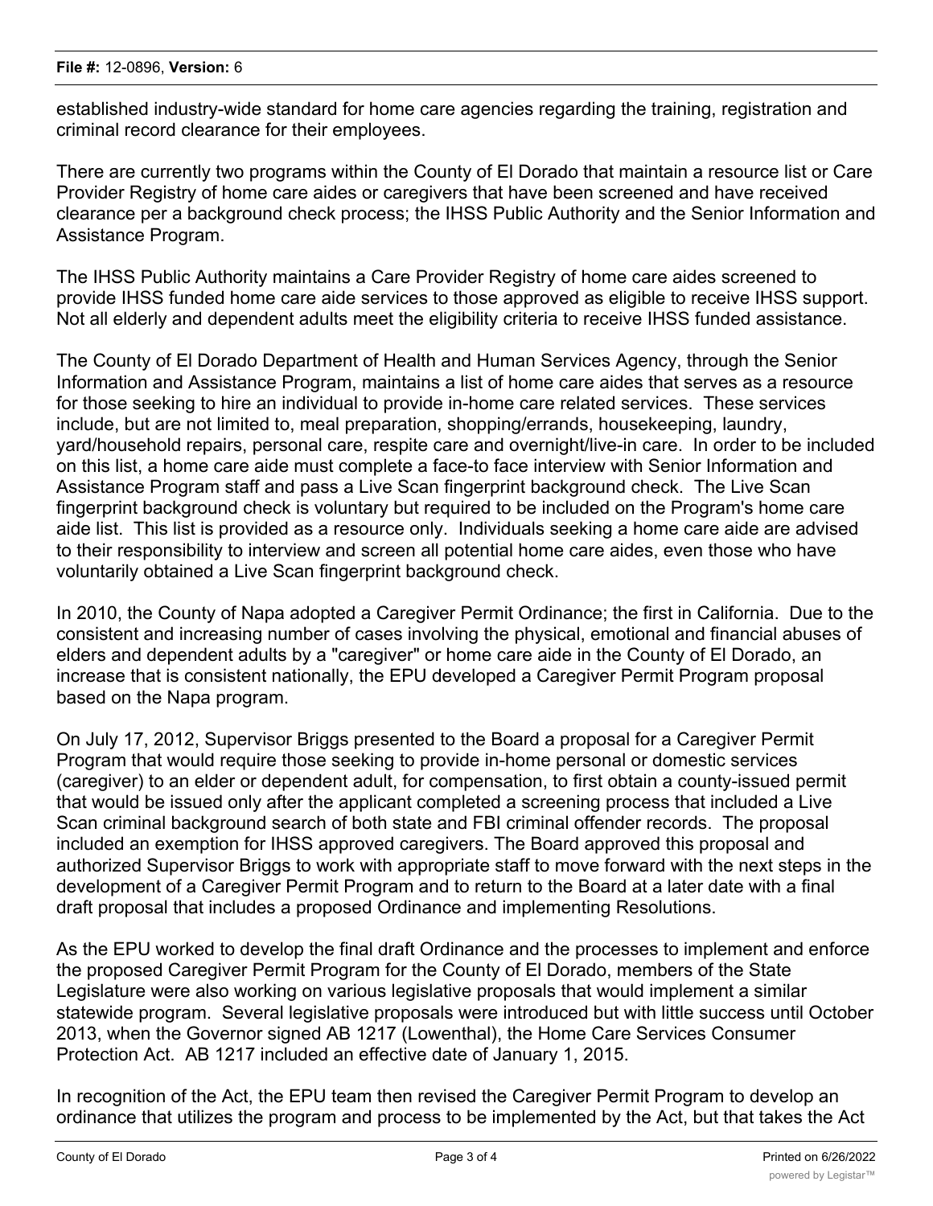established industry-wide standard for home care agencies regarding the training, registration and criminal record clearance for their employees.

There are currently two programs within the County of El Dorado that maintain a resource list or Care Provider Registry of home care aides or caregivers that have been screened and have received clearance per a background check process; the IHSS Public Authority and the Senior Information and Assistance Program.

The IHSS Public Authority maintains a Care Provider Registry of home care aides screened to provide IHSS funded home care aide services to those approved as eligible to receive IHSS support. Not all elderly and dependent adults meet the eligibility criteria to receive IHSS funded assistance.

The County of El Dorado Department of Health and Human Services Agency, through the Senior Information and Assistance Program, maintains a list of home care aides that serves as a resource for those seeking to hire an individual to provide in-home care related services. These services include, but are not limited to, meal preparation, shopping/errands, housekeeping, laundry, yard/household repairs, personal care, respite care and overnight/live-in care. In order to be included on this list, a home care aide must complete a face-to face interview with Senior Information and Assistance Program staff and pass a Live Scan fingerprint background check. The Live Scan fingerprint background check is voluntary but required to be included on the Program's home care aide list. This list is provided as a resource only. Individuals seeking a home care aide are advised to their responsibility to interview and screen all potential home care aides, even those who have voluntarily obtained a Live Scan fingerprint background check.

In 2010, the County of Napa adopted a Caregiver Permit Ordinance; the first in California. Due to the consistent and increasing number of cases involving the physical, emotional and financial abuses of elders and dependent adults by a "caregiver" or home care aide in the County of El Dorado, an increase that is consistent nationally, the EPU developed a Caregiver Permit Program proposal based on the Napa program.

On July 17, 2012, Supervisor Briggs presented to the Board a proposal for a Caregiver Permit Program that would require those seeking to provide in-home personal or domestic services (caregiver) to an elder or dependent adult, for compensation, to first obtain a county-issued permit that would be issued only after the applicant completed a screening process that included a Live Scan criminal background search of both state and FBI criminal offender records. The proposal included an exemption for IHSS approved caregivers. The Board approved this proposal and authorized Supervisor Briggs to work with appropriate staff to move forward with the next steps in the development of a Caregiver Permit Program and to return to the Board at a later date with a final draft proposal that includes a proposed Ordinance and implementing Resolutions.

As the EPU worked to develop the final draft Ordinance and the processes to implement and enforce the proposed Caregiver Permit Program for the County of El Dorado, members of the State Legislature were also working on various legislative proposals that would implement a similar statewide program. Several legislative proposals were introduced but with little success until October 2013, when the Governor signed AB 1217 (Lowenthal), the Home Care Services Consumer Protection Act. AB 1217 included an effective date of January 1, 2015.

In recognition of the Act, the EPU team then revised the Caregiver Permit Program to develop an ordinance that utilizes the program and process to be implemented by the Act, but that takes the Act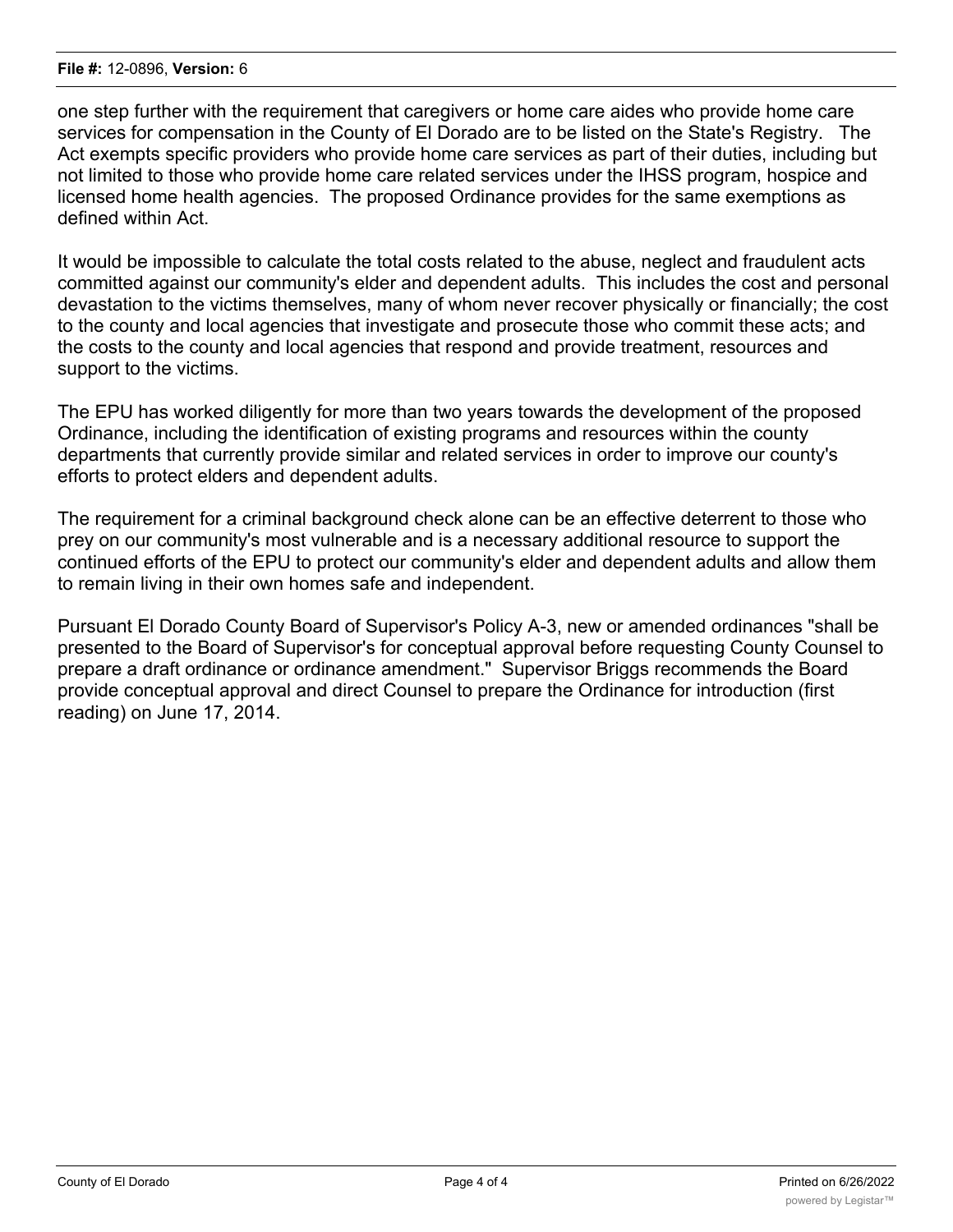one step further with the requirement that caregivers or home care aides who provide home care services for compensation in the County of El Dorado are to be listed on the State's Registry. The Act exempts specific providers who provide home care services as part of their duties, including but not limited to those who provide home care related services under the IHSS program, hospice and licensed home health agencies. The proposed Ordinance provides for the same exemptions as defined within Act.

It would be impossible to calculate the total costs related to the abuse, neglect and fraudulent acts committed against our community's elder and dependent adults. This includes the cost and personal devastation to the victims themselves, many of whom never recover physically or financially; the cost to the county and local agencies that investigate and prosecute those who commit these acts; and the costs to the county and local agencies that respond and provide treatment, resources and support to the victims.

The EPU has worked diligently for more than two years towards the development of the proposed Ordinance, including the identification of existing programs and resources within the county departments that currently provide similar and related services in order to improve our county's efforts to protect elders and dependent adults.

The requirement for a criminal background check alone can be an effective deterrent to those who prey on our community's most vulnerable and is a necessary additional resource to support the continued efforts of the EPU to protect our community's elder and dependent adults and allow them to remain living in their own homes safe and independent.

Pursuant El Dorado County Board of Supervisor's Policy A-3, new or amended ordinances "shall be presented to the Board of Supervisor's for conceptual approval before requesting County Counsel to prepare a draft ordinance or ordinance amendment." Supervisor Briggs recommends the Board provide conceptual approval and direct Counsel to prepare the Ordinance for introduction (first reading) on June 17, 2014.